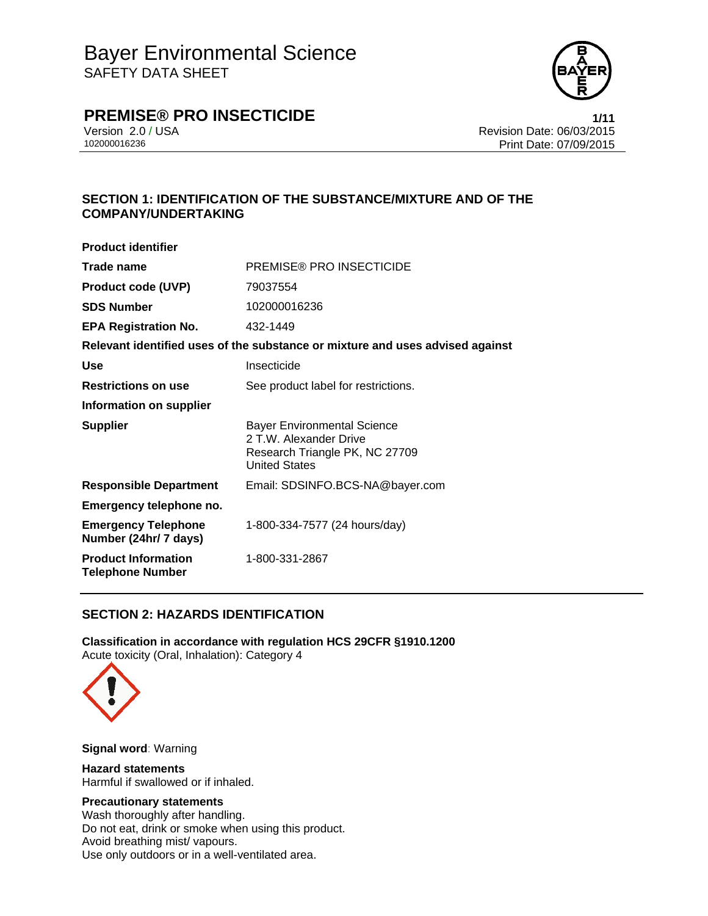# Bayer Environmental Science

SAFETY DATA SHEET

## PREMISE® PRO INSECTICIDE

Version 2.0 / USA
102000016236

Revision Date: 06/03/2015
Print Date: 07/09/2015

## SECTION 1: IDENTIFICATION OF THE SUBSTANCE/MIXTURE AND OF THE COMPANY/UNDERTAKING

**Product identifier**

| | |
|---|---|
| **Trade name** | PREMISE® PRO INSECTICIDE |
| **Product code (UVP)** | 79037554 |
| **SDS Number** | 102000016236 |
| **EPA Registration No.** | 432-1449 |

**Relevant identified uses of the substance or mixture and uses advised against**

| | |
|---|---|
| **Use** | Insecticide |
| **Restrictions on use** | See product label for restrictions. |

**Information on supplier**

| | |
|---|---|
| **Supplier** | Bayer Environmental Science<br>2 T.W. Alexander Drive<br>Research Triangle PK, NC 27709<br>United States |
| **Responsible Department** | Email: SDSINFO.BCS-NA@bayer.com |

**Emergency telephone no.**

| | |
|---|---|
| **Emergency Telephone Number (24hr/ 7 days)** | 1-800-334-7577 (24 hours/day) |
| **Product Information Telephone Number** | 1-800-331-2867 |

## SECTION 2: HAZARDS IDENTIFICATION

**Classification in accordance with regulation HCS 29CFR §1910.1200**
Acute toxicity (Oral, Inhalation): Category 4

**Signal word**: Warning

**Hazard statements**
Harmful if swallowed or if inhaled.

**Precautionary statements**
Wash thoroughly after handling.
Do not eat, drink or smoke when using this product.
Avoid breathing mist/ vapours.
Use only outdoors or in a well-ventilated area.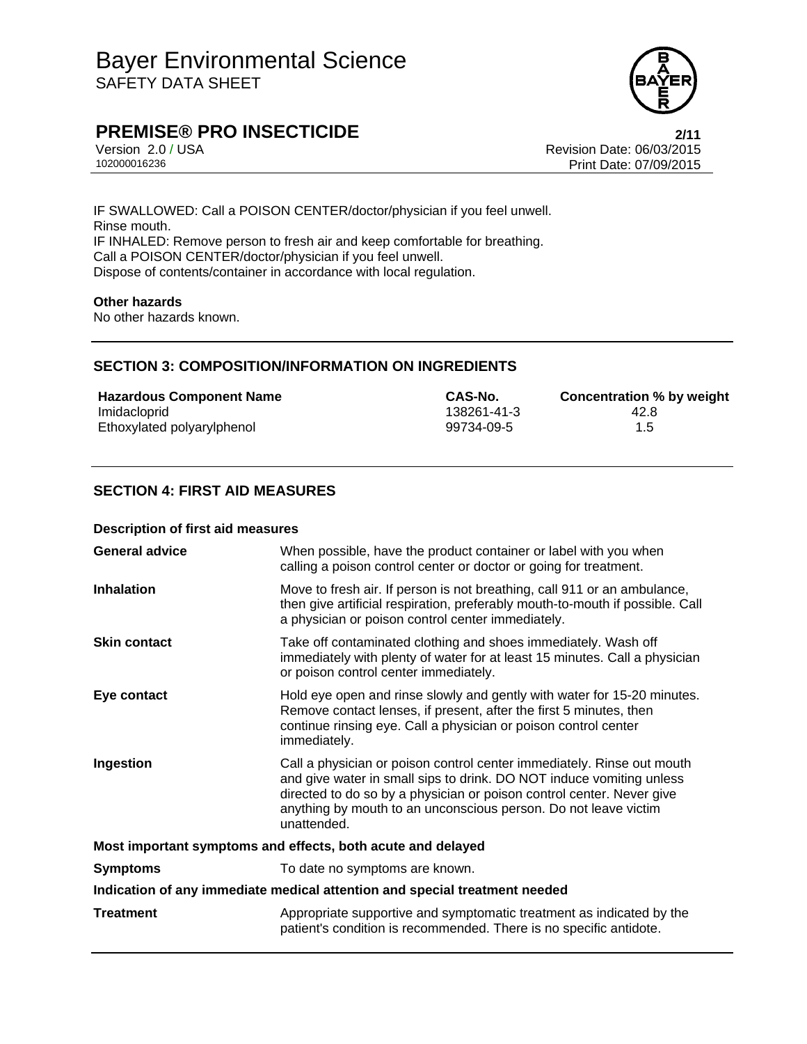IF SWALLOWED: Call a POISON CENTER/doctor/physician if you feel unwell.
Rinse mouth.
IF INHALED: Remove person to fresh air and keep comfortable for breathing.
Call a POISON CENTER/doctor/physician if you feel unwell.
Dispose of contents/container in accordance with local regulation.

**Other hazards**

No other hazards known.

## SECTION 3: COMPOSITION/INFORMATION ON INGREDIENTS

| Hazardous Component Name | CAS-No. | Concentration % by weight |
|---|---|---|
| Imidacloprid | 138261-41-3 | 42.8 |
| Ethoxylated polyarylphenol | 99734-09-5 | 1.5 |

## SECTION 4: FIRST AID MEASURES

**Description of first aid measures**

| | |
|---|---|
| **General advice** | When possible, have the product container or label with you when calling a poison control center or doctor or going for treatment. |
| **Inhalation** | Move to fresh air. If person is not breathing, call 911 or an ambulance, then give artificial respiration, preferably mouth-to-mouth if possible. Call a physician or poison control center immediately. |
| **Skin contact** | Take off contaminated clothing and shoes immediately. Wash off immediately with plenty of water for at least 15 minutes. Call a physician or poison control center immediately. |
| **Eye contact** | Hold eye open and rinse slowly and gently with water for 15-20 minutes. Remove contact lenses, if present, after the first 5 minutes, then continue rinsing eye. Call a physician or poison control center immediately. |
| **Ingestion** | Call a physician or poison control center immediately. Rinse out mouth and give water in small sips to drink. DO NOT induce vomiting unless directed to do so by a physician or poison control center. Never give anything by mouth to an unconscious person. Do not leave victim unattended. |

**Most important symptoms and effects, both acute and delayed**

| | |
|---|---|
| **Symptoms** | To date no symptoms are known. |

**Indication of any immediate medical attention and special treatment needed**

| | |
|---|---|
| **Treatment** | Appropriate supportive and symptomatic treatment as indicated by the patient's condition is recommended. There is no specific antidote. |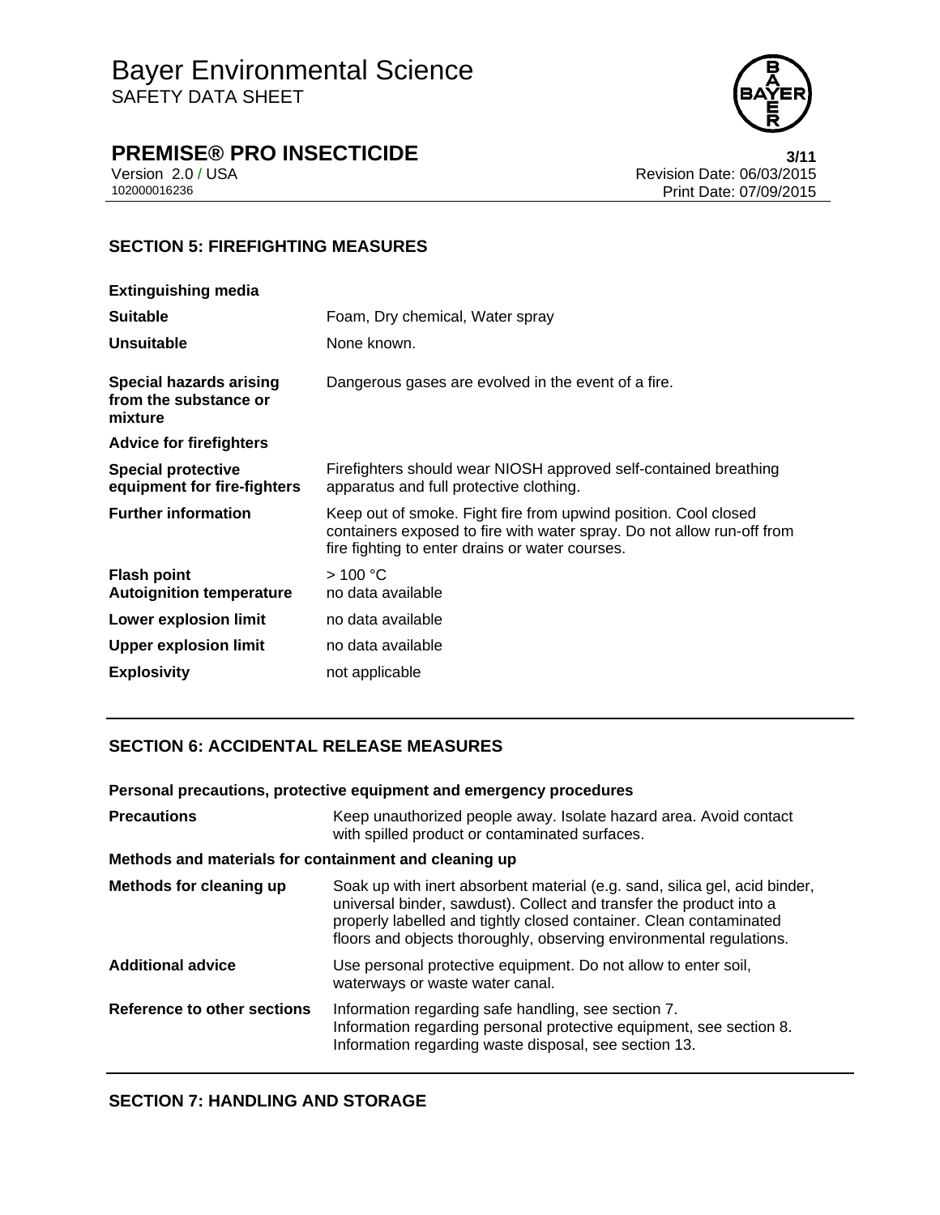## SECTION 5: FIREFIGHTING MEASURES

**Extinguishing media**

| | |
|---|---|
| **Suitable** | Foam, Dry chemical, Water spray |
| **Unsuitable** | None known. |
| **Special hazards arising from the substance or mixture** | Dangerous gases are evolved in the event of a fire. |

**Advice for firefighters**

| | |
|---|---|
| **Special protective equipment for fire-fighters** | Firefighters should wear NIOSH approved self-contained breathing apparatus and full protective clothing. |
| **Further information** | Keep out of smoke. Fight fire from upwind position. Cool closed containers exposed to fire with water spray. Do not allow run-off from fire fighting to enter drains or water courses. |
| **Flash point** | > 100 °C |
| **Autoignition temperature** | no data available |
| **Lower explosion limit** | no data available |
| **Upper explosion limit** | no data available |
| **Explosivity** | not applicable |

## SECTION 6: ACCIDENTAL RELEASE MEASURES

**Personal precautions, protective equipment and emergency procedures**

| | |
|---|---|
| **Precautions** | Keep unauthorized people away. Isolate hazard area. Avoid contact with spilled product or contaminated surfaces. |

**Methods and materials for containment and cleaning up**

| | |
|---|---|
| **Methods for cleaning up** | Soak up with inert absorbent material (e.g. sand, silica gel, acid binder, universal binder, sawdust). Collect and transfer the product into a properly labelled and tightly closed container. Clean contaminated floors and objects thoroughly, observing environmental regulations. |
| **Additional advice** | Use personal protective equipment. Do not allow to enter soil, waterways or waste water canal. |
| **Reference to other sections** | Information regarding safe handling, see section 7.<br>Information regarding personal protective equipment, see section 8.<br>Information regarding waste disposal, see section 13. |

## SECTION 7: HANDLING AND STORAGE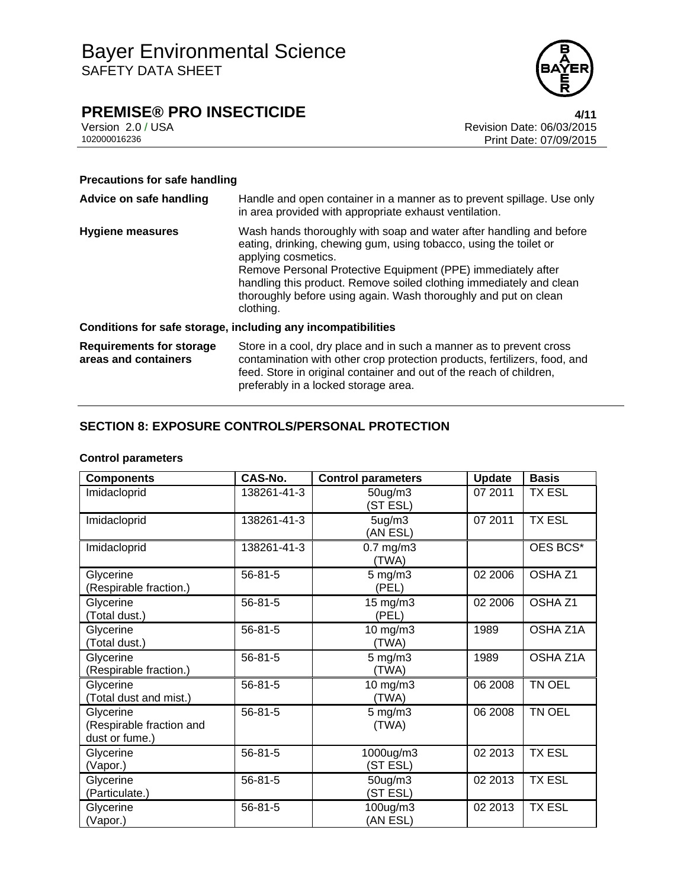**Precautions for safe handling**

| | |
|---|---|
| **Advice on safe handling** | Handle and open container in a manner as to prevent spillage. Use only in area provided with appropriate exhaust ventilation. |
| **Hygiene measures** | Wash hands thoroughly with soap and water after handling and before eating, drinking, chewing gum, using tobacco, using the toilet or applying cosmetics. Remove Personal Protective Equipment (PPE) immediately after handling this product. Remove soiled clothing immediately and clean thoroughly before using again. Wash thoroughly and put on clean clothing. |

**Conditions for safe storage, including any incompatibilities**

| | |
|---|---|
| **Requirements for storage areas and containers** | Store in a cool, dry place and in such a manner as to prevent cross contamination with other crop protection products, fertilizers, food, and feed. Store in original container and out of the reach of children, preferably in a locked storage area. |

## SECTION 8: EXPOSURE CONTROLS/PERSONAL PROTECTION

**Control parameters**

| Components | CAS-No. | Control parameters | Update | Basis |
|---|---|---|---|---|
| Imidacloprid | 138261-41-3 | 50ug/m3 (ST ESL) | 07 2011 | TX ESL |
| Imidacloprid | 138261-41-3 | 5ug/m3 (AN ESL) | 07 2011 | TX ESL |
| Imidacloprid | 138261-41-3 | 0.7 mg/m3 (TWA) | | OES BCS* |
| Glycerine (Respirable fraction.) | 56-81-5 | 5 mg/m3 (PEL) | 02 2006 | OSHA Z1 |
| Glycerine (Total dust.) | 56-81-5 | 15 mg/m3 (PEL) | 02 2006 | OSHA Z1 |
| Glycerine (Total dust.) | 56-81-5 | 10 mg/m3 (TWA) | 1989 | OSHA Z1A |
| Glycerine (Respirable fraction.) | 56-81-5 | 5 mg/m3 (TWA) | 1989 | OSHA Z1A |
| Glycerine (Total dust and mist.) | 56-81-5 | 10 mg/m3 (TWA) | 06 2008 | TN OEL |
| Glycerine (Respirable fraction and dust or fume.) | 56-81-5 | 5 mg/m3 (TWA) | 06 2008 | TN OEL |
| Glycerine (Vapor.) | 56-81-5 | 1000ug/m3 (ST ESL) | 02 2013 | TX ESL |
| Glycerine (Particulate.) | 56-81-5 | 50ug/m3 (ST ESL) | 02 2013 | TX ESL |
| Glycerine (Vapor.) | 56-81-5 | 100ug/m3 (AN ESL) | 02 2013 | TX ESL |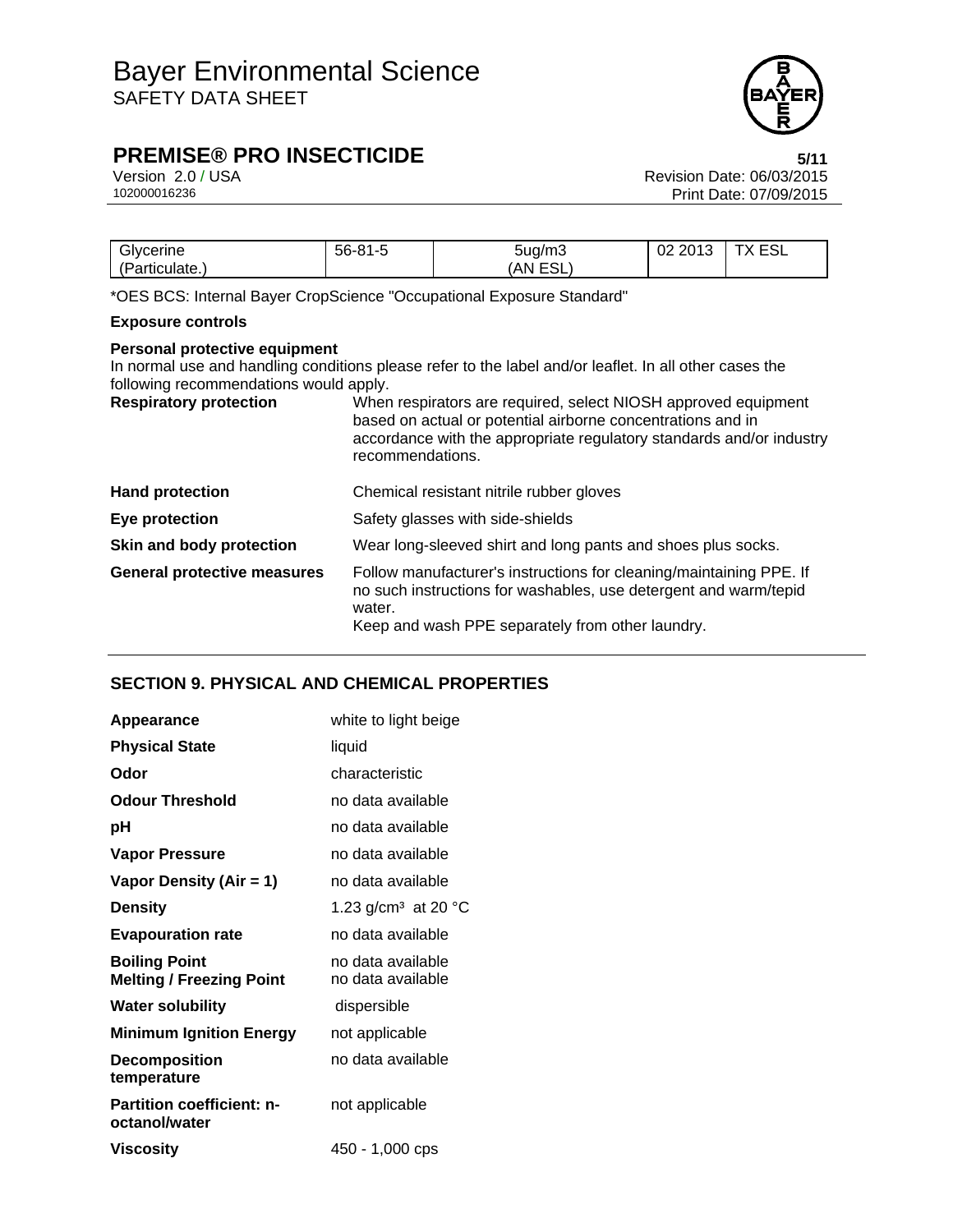| Glycerine (Particulate.) | 56-81-5 | 5ug/m3 (AN ESL) | 02 2013 | TX ESL |
|---|---|---|---|---|

*OES BCS: Internal Bayer CropScience "Occupational Exposure Standard"

**Exposure controls**

**Personal protective equipment**

In normal use and handling conditions please refer to the label and/or leaflet. In all other cases the following recommendations would apply.

**Respiratory protection** When respirators are required, select NIOSH approved equipment based on actual or potential airborne concentrations and in accordance with the appropriate regulatory standards and/or industry recommendations.

**Hand protection** Chemical resistant nitrile rubber gloves

**Eye protection** Safety glasses with side-shields

**Skin and body protection** Wear long-sleeved shirt and long pants and shoes plus socks.

**General protective measures** Follow manufacturer's instructions for cleaning/maintaining PPE. If no such instructions for washables, use detergent and warm/tepid water.
Keep and wash PPE separately from other laundry.

## SECTION 9. PHYSICAL AND CHEMICAL PROPERTIES

| | |
|---|---|
| **Appearance** | white to light beige |
| **Physical State** | liquid |
| **Odor** | characteristic |
| **Odour Threshold** | no data available |
| **pH** | no data available |
| **Vapor Pressure** | no data available |
| **Vapor Density (Air = 1)** | no data available |
| **Density** | 1.23 g/cm³ at 20 °C |
| **Evapouration rate** | no data available |
| **Boiling Point** | no data available |
| **Melting / Freezing Point** | no data available |
| **Water solubility** | dispersible |
| **Minimum Ignition Energy** | not applicable |
| **Decomposition temperature** | no data available |
| **Partition coefficient: n-octanol/water** | not applicable |
| **Viscosity** | 450 - 1,000 cps |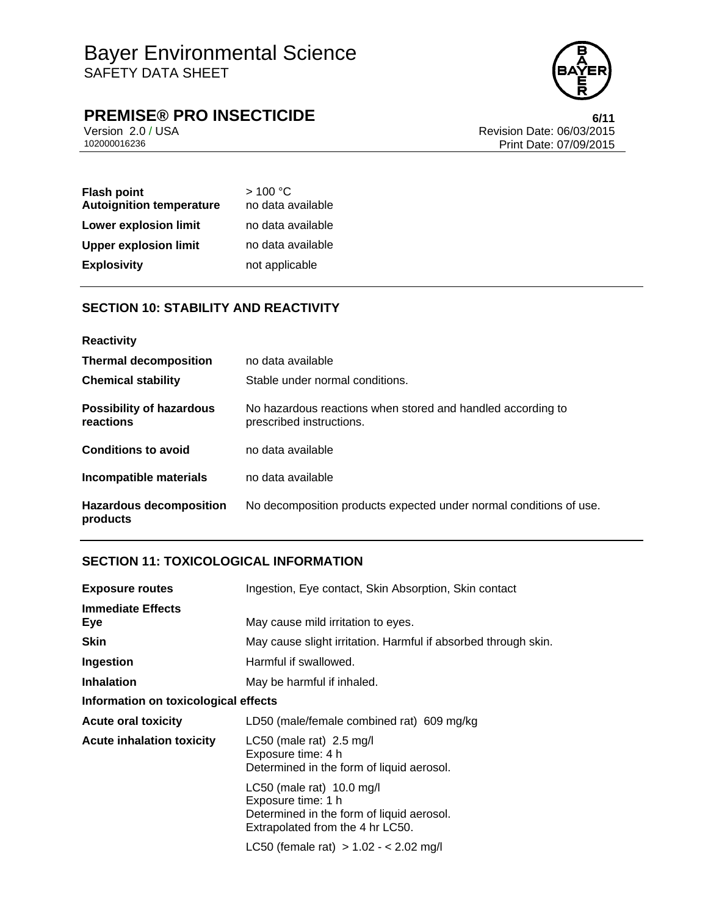| | |
|---|---|
| **Flash point** | > 100 °C |
| **Autoignition temperature** | no data available |
| **Lower explosion limit** | no data available |
| **Upper explosion limit** | no data available |
| **Explosivity** | not applicable |

## SECTION 10: STABILITY AND REACTIVITY

| | |
|---|---|
| **Reactivity** | |
| **Thermal decomposition** | no data available |
| **Chemical stability** | Stable under normal conditions. |
| **Possibility of hazardous reactions** | No hazardous reactions when stored and handled according to prescribed instructions. |
| **Conditions to avoid** | no data available |
| **Incompatible materials** | no data available |
| **Hazardous decomposition products** | No decomposition products expected under normal conditions of use. |

## SECTION 11: TOXICOLOGICAL INFORMATION

| | |
|---|---|
| **Exposure routes** | Ingestion, Eye contact, Skin Absorption, Skin contact |
| **Immediate Effects** | |
| **Eye** | May cause mild irritation to eyes. |
| **Skin** | May cause slight irritation. Harmful if absorbed through skin. |
| **Ingestion** | Harmful if swallowed. |
| **Inhalation** | May be harmful if inhaled. |

**Information on toxicological effects**

| | |
|---|---|
| **Acute oral toxicity** | LD50 (male/female combined rat) 609 mg/kg |
| **Acute inhalation toxicity** | LC50 (male rat) 2.5 mg/l<br>Exposure time: 4 h<br>Determined in the form of liquid aerosol. |
| | LC50 (male rat) 10.0 mg/l<br>Exposure time: 1 h<br>Determined in the form of liquid aerosol.<br>Extrapolated from the 4 hr LC50. |
| | LC50 (female rat) > 1.02 - < 2.02 mg/l |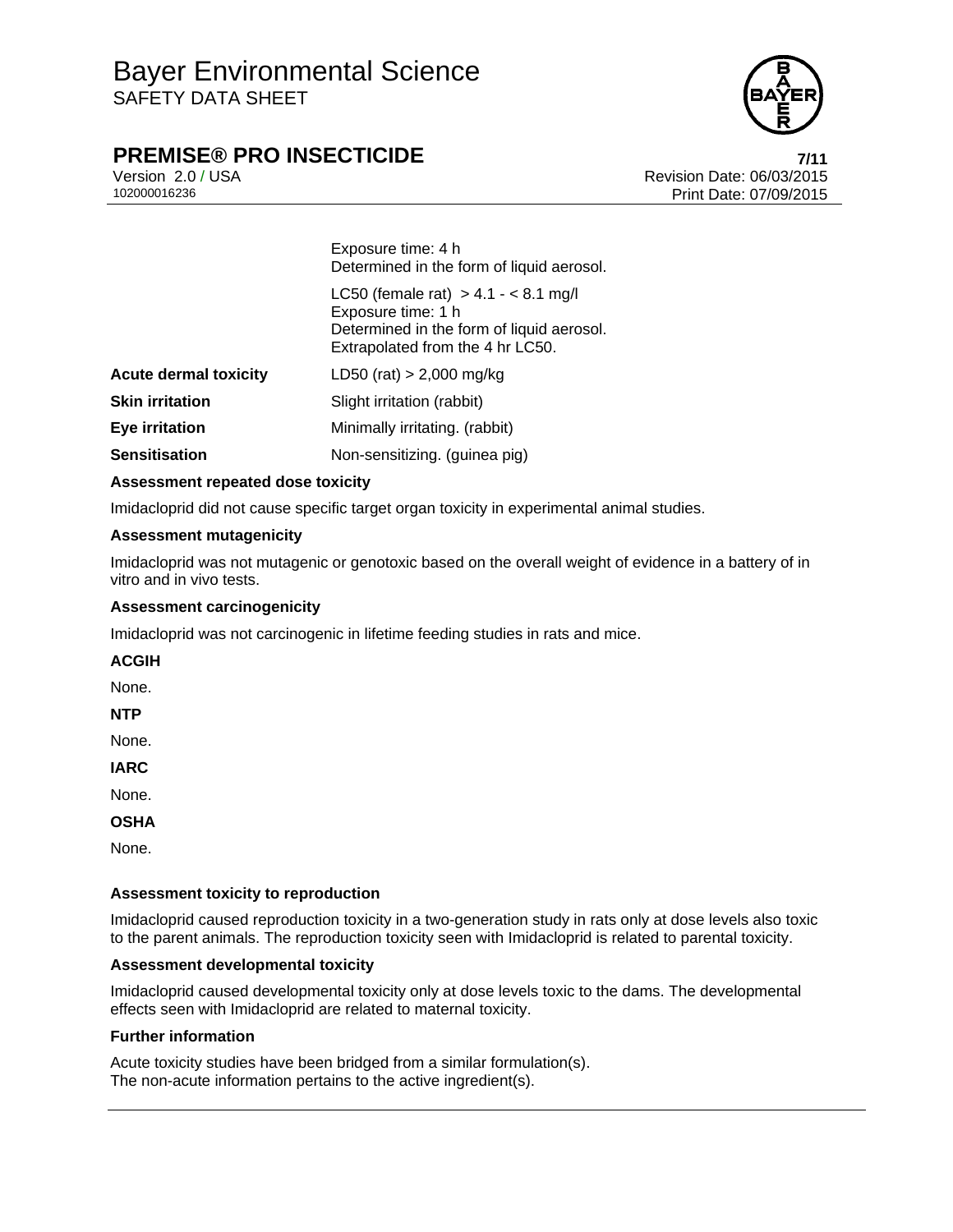| | |
|---|---|
| | Exposure time: 4 h<br>Determined in the form of liquid aerosol. |
| | LC50 (female rat) > 4.1 - < 8.1 mg/l<br>Exposure time: 1 h<br>Determined in the form of liquid aerosol.<br>Extrapolated from the 4 hr LC50. |
| **Acute dermal toxicity** | LD50 (rat) > 2,000 mg/kg |
| **Skin irritation** | Slight irritation (rabbit) |
| **Eye irritation** | Minimally irritating. (rabbit) |
| **Sensitisation** | Non-sensitizing. (guinea pig) |

**Assessment repeated dose toxicity**

Imidacloprid did not cause specific target organ toxicity in experimental animal studies.

**Assessment mutagenicity**

Imidacloprid was not mutagenic or genotoxic based on the overall weight of evidence in a battery of in vitro and in vivo tests.

**Assessment carcinogenicity**

Imidacloprid was not carcinogenic in lifetime feeding studies in rats and mice.

**ACGIH**

None.

**NTP**

None.

**IARC**

None.

**OSHA**

None.

**Assessment toxicity to reproduction**

Imidacloprid caused reproduction toxicity in a two-generation study in rats only at dose levels also toxic to the parent animals. The reproduction toxicity seen with Imidacloprid is related to parental toxicity.

**Assessment developmental toxicity**

Imidacloprid caused developmental toxicity only at dose levels toxic to the dams. The developmental effects seen with Imidacloprid are related to maternal toxicity.

**Further information**

Acute toxicity studies have been bridged from a similar formulation(s).
The non-acute information pertains to the active ingredient(s).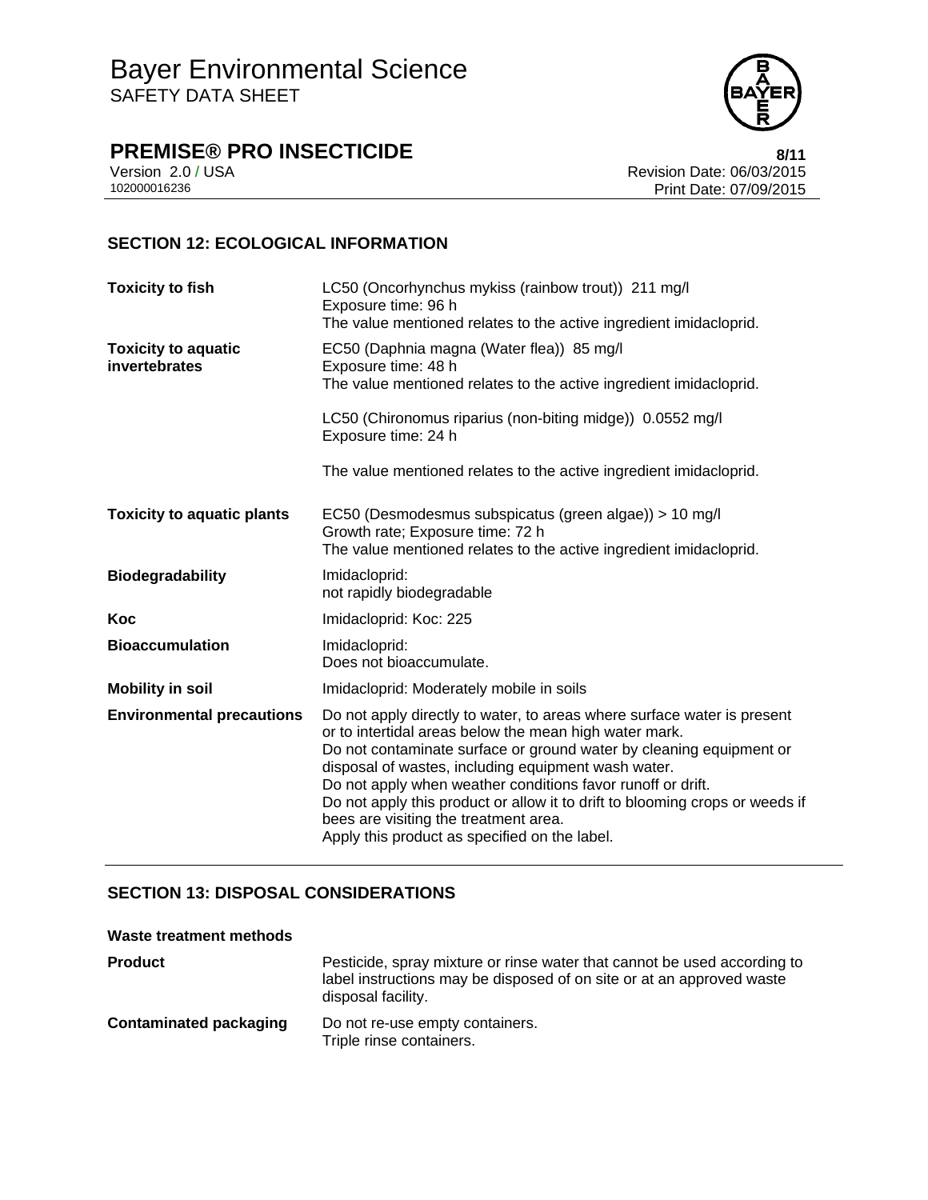## SECTION 12: ECOLOGICAL INFORMATION

| | |
|---|---|
| **Toxicity to fish** | LC50 (Oncorhynchus mykiss (rainbow trout)) 211 mg/l<br>Exposure time: 96 h<br>The value mentioned relates to the active ingredient imidacloprid. |
| **Toxicity to aquatic invertebrates** | EC50 (Daphnia magna (Water flea)) 85 mg/l<br>Exposure time: 48 h<br>The value mentioned relates to the active ingredient imidacloprid.<br><br>LC50 (Chironomus riparius (non-biting midge)) 0.0552 mg/l<br>Exposure time: 24 h<br><br>The value mentioned relates to the active ingredient imidacloprid. |
| **Toxicity to aquatic plants** | EC50 (Desmodesmus subspicatus (green algae)) > 10 mg/l<br>Growth rate; Exposure time: 72 h<br>The value mentioned relates to the active ingredient imidacloprid. |
| **Biodegradability** | Imidacloprid:<br>not rapidly biodegradable |
| **Koc** | Imidacloprid: Koc: 225 |
| **Bioaccumulation** | Imidacloprid:<br>Does not bioaccumulate. |
| **Mobility in soil** | Imidacloprid: Moderately mobile in soils |
| **Environmental precautions** | Do not apply directly to water, to areas where surface water is present or to intertidal areas below the mean high water mark.<br>Do not contaminate surface or ground water by cleaning equipment or disposal of wastes, including equipment wash water.<br>Do not apply when weather conditions favor runoff or drift.<br>Do not apply this product or allow it to drift to blooming crops or weeds if bees are visiting the treatment area.<br>Apply this product as specified on the label. |

## SECTION 13: DISPOSAL CONSIDERATIONS

**Waste treatment methods**

| | |
|---|---|
| **Product** | Pesticide, spray mixture or rinse water that cannot be used according to label instructions may be disposed of on site or at an approved waste disposal facility. |
| **Contaminated packaging** | Do not re-use empty containers.<br>Triple rinse containers. |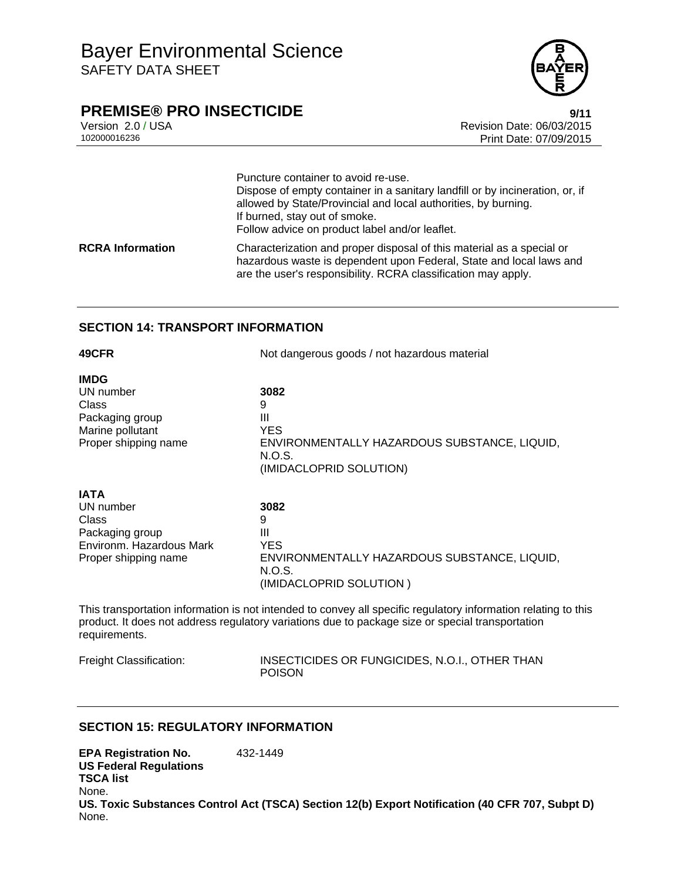|  |  |
|---|---|
|  | Puncture container to avoid re-use.<br>Dispose of empty container in a sanitary landfill or by incineration, or, if allowed by State/Provincial and local authorities, by burning.<br>If burned, stay out of smoke.<br>Follow advice on product label and/or leaflet. |
| **RCRA Information** | Characterization and proper disposal of this material as a special or hazardous waste is dependent upon Federal, State and local laws and are the user's responsibility. RCRA classification may apply. |

## SECTION 14: TRANSPORT INFORMATION

**49CFR** Not dangerous goods / not hazardous material

**IMDG**

|  |  |
|---|---|
| UN number | **3082** |
| Class | 9 |
| Packaging group | III |
| Marine pollutant | YES |
| Proper shipping name | ENVIRONMENTALLY HAZARDOUS SUBSTANCE, LIQUID, N.O.S.<br>(IMIDACLOPRID SOLUTION) |

**IATA**

|  |  |
|---|---|
| UN number | **3082** |
| Class | 9 |
| Packaging group | III |
| Environm. Hazardous Mark | YES |
| Proper shipping name | ENVIRONMENTALLY HAZARDOUS SUBSTANCE, LIQUID, N.O.S.<br>(IMIDACLOPRID SOLUTION ) |

This transportation information is not intended to convey all specific regulatory information relating to this product. It does not address regulatory variations due to package size or special transportation requirements.

Freight Classification: INSECTICIDES OR FUNGICIDES, N.O.I., OTHER THAN POISON

## SECTION 15: REGULATORY INFORMATION

**EPA Registration No.** 432-1449

**US Federal Regulations**

**TSCA list**

None.

**US. Toxic Substances Control Act (TSCA) Section 12(b) Export Notification (40 CFR 707, Subpt D)**

None.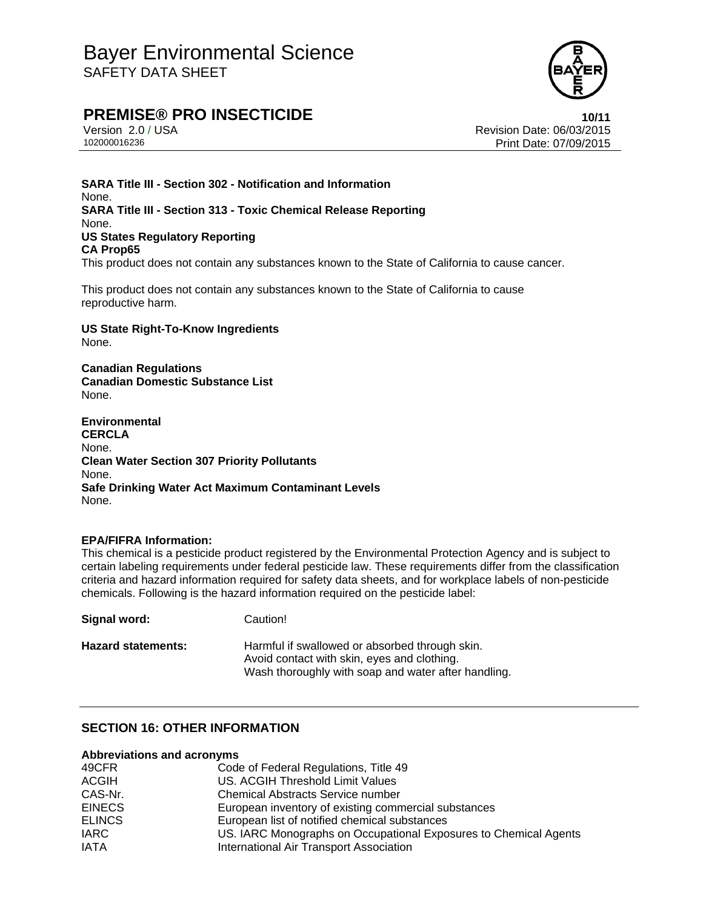**SARA Title III - Section 302 - Notification and Information**
None.
**SARA Title III - Section 313 - Toxic Chemical Release Reporting**
None.
**US States Regulatory Reporting**
**CA Prop65**
This product does not contain any substances known to the State of California to cause cancer.

This product does not contain any substances known to the State of California to cause reproductive harm.

**US State Right-To-Know Ingredients**
None.

**Canadian Regulations**
**Canadian Domestic Substance List**
None.

**Environmental**
**CERCLA**
None.
**Clean Water Section 307 Priority Pollutants**
None.
**Safe Drinking Water Act Maximum Contaminant Levels**
None.

**EPA/FIFRA Information:**
This chemical is a pesticide product registered by the Environmental Protection Agency and is subject to certain labeling requirements under federal pesticide law. These requirements differ from the classification criteria and hazard information required for safety data sheets, and for workplace labels of non-pesticide chemicals. Following is the hazard information required on the pesticide label:

**Signal word:** Caution!

**Hazard statements:** Harmful if swallowed or absorbed through skin.
Avoid contact with skin, eyes and clothing.
Wash thoroughly with soap and water after handling.

## SECTION 16: OTHER INFORMATION

**Abbreviations and acronyms**

| | |
|---|---|
| 49CFR | Code of Federal Regulations, Title 49 |
| ACGIH | US. ACGIH Threshold Limit Values |
| CAS-Nr. | Chemical Abstracts Service number |
| EINECS | European inventory of existing commercial substances |
| ELINCS | European list of notified chemical substances |
| IARC | US. IARC Monographs on Occupational Exposures to Chemical Agents |
| IATA | International Air Transport Association |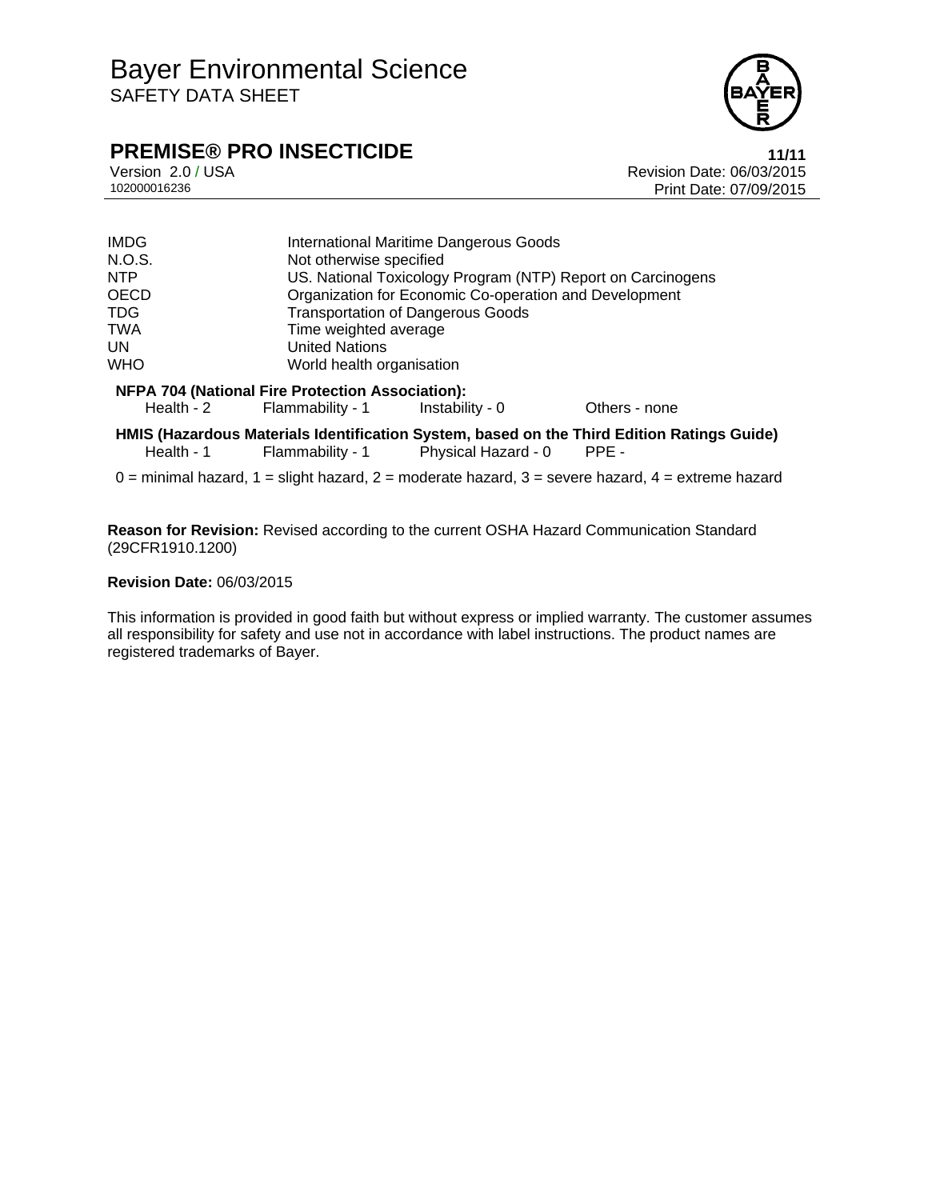| | |
|---|---|
| IMDG | International Maritime Dangerous Goods |
| N.O.S. | Not otherwise specified |
| NTP | US. National Toxicology Program (NTP) Report on Carcinogens |
| OECD | Organization for Economic Co-operation and Development |
| TDG | Transportation of Dangerous Goods |
| TWA | Time weighted average |
| UN | United Nations |
| WHO | World health organisation |

**NFPA 704 (National Fire Protection Association):**

| | | | |
|---|---|---|---|
| Health - 2 | Flammability - 1 | Instability - 0 | Others - none |

**HMIS (Hazardous Materials Identification System, based on the Third Edition Ratings Guide)**

| | | | |
|---|---|---|---|
| Health - 1 | Flammability - 1 | Physical Hazard - 0 | PPE - |

0 = minimal hazard, 1 = slight hazard, 2 = moderate hazard, 3 = severe hazard, 4 = extreme hazard

**Reason for Revision:** Revised according to the current OSHA Hazard Communication Standard (29CFR1910.1200)

**Revision Date:** 06/03/2015

This information is provided in good faith but without express or implied warranty. The customer assumes all responsibility for safety and use not in accordance with label instructions. The product names are registered trademarks of Bayer.